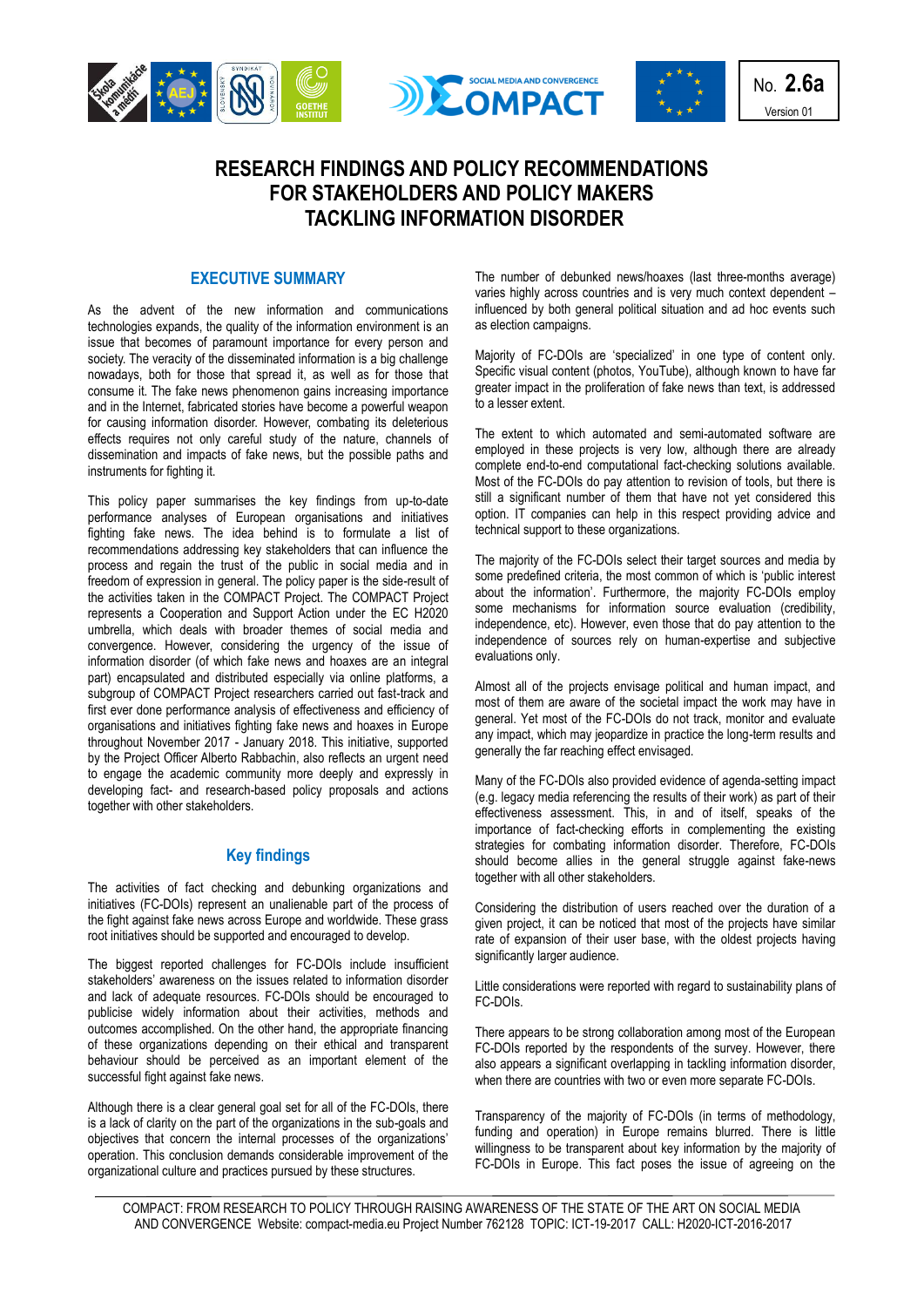No. **2.6a**

Version 01

# RESEARCH FINDINGS AND POLICY RECOMMENDATIONS FOR STAKEHOLDERS AND POLICY MAKERS TACKLING INFORMATION DISORDER

## EXECUTIVE SUMMARY

As the advent of the new information and communications technologies expands, the quality of the information environment is an issue that becomes of paramount importance for every person and society. The veracity of the disseminated information is a big challenge nowadays, both for those that spread it, as well as for those that consume it. The fake news phenomenon gains increasing importance and in the Internet, fabricated stories have become a powerful weapon for causing information disorder. However, combating its deleterious effects requires not only careful study of the nature, channels of dissemination and impacts of fake news, but the possible paths and instruments for fighting it.

This policy paper summarises the key findings from up-to-date performance analyses of European organisations and initiatives fighting fake news. The idea behind is to formulate a list of recommendations addressing key stakeholders that can influence the process and regain the trust of the public in social media and in freedom of expression in general. The policy paper is the side-result of the activities taken in the COMPACT Project. The COMPACT Project represents a Cooperation and Support Action under the EC H2020 umbrella, which deals with broader themes of social media and convergence. However, considering the urgency of the issue of information disorder (of which fake news and hoaxes are an integral part) encapsulated and distributed especially via online platforms, a subgroup of COMPACT Project researchers carried out fast-track and first ever done performance analysis of effectiveness and efficiency of organisations and initiatives fighting fake news and hoaxes in Europe throughout November 2017 - January 2018. This initiative, supported by the Project Officer Alberto Rabbachin, also reflects an urgent need to engage the academic community more deeply and expressly in developing fact- and research-based policy proposals and actions together with other stakeholders.

## Key findings

The activities of fact checking and debunking organizations and initiatives (FC-DOIs) represent an unalienable part of the process of the fight against fake news across Europe and worldwide. These grass root initiatives should be supported and encouraged to develop.

The biggest reported challenges for FC-DOIs include insufficient stakeholders' awareness on the issues related to information disorder and lack of adequate resources. FC-DOIs should be encouraged to publicise widely information about their activities, methods and outcomes accomplished. On the other hand, the appropriate financing of these organizations depending on their ethical and transparent behaviour should be perceived as an important element of the successful fight against fake news.

Although there is a clear general goal set for all of the FC-DOIs, there is a lack of clarity on the part of the organizations in the sub-goals and objectives that concern the internal processes of the organizations' operation. This conclusion demands considerable improvement of the organizational culture and practices pursued by these structures.

The number of debunked news/hoaxes (last three-months average) varies highly across countries and is very much context dependent – influenced by both general political situation and ad hoc events such as election campaigns.

Majority of FC-DOIs are 'specialized' in one type of content only. Specific visual content (photos, YouTube), although known to have far greater impact in the proliferation of fake news than text, is addressed to a lesser extent.

The extent to which automated and semi-automated software are employed in these projects is very low, although there are already complete end-to-end computational fact-checking solutions available. Most of the FC-DOIs do pay attention to revision of tools, but there is still a significant number of them that have not yet considered this option. IT companies can help in this respect providing advice and technical support to these organizations.

The majority of the FC-DOIs select their target sources and media by some predefined criteria, the most common of which is 'public interest about the information'. Furthermore, the majority FC-DOIs employ some mechanisms for information source evaluation (credibility, independence, etc). However, even those that do pay attention to the independence of sources rely on human-expertise and subjective evaluations only.

Almost all of the projects envisage political and human impact, and most of them are aware of the societal impact the work may have in general. Yet most of the FC-DOIs do not track, monitor and evaluate any impact, which may jeopardize in practice the long-term results and generally the far reaching effect envisaged.

Many of the FC-DOIs also provided evidence of agenda-setting impact (e.g. legacy media referencing the results of their work) as part of their effectiveness assessment. This, in and of itself, speaks of the importance of fact-checking efforts in complementing the existing strategies for combating information disorder. Therefore, FC-DOIs should become allies in the general struggle against fake-news together with all other stakeholders.

Considering the distribution of users reached over the duration of a given project, it can be noticed that most of the projects have similar rate of expansion of their user base, with the oldest projects having significantly larger audience.

Little considerations were reported with regard to sustainability plans of FC-DOIs.

There appears to be strong collaboration among most of the European FC-DOIs reported by the respondents of the survey. However, there also appears a significant overlapping in tackling information disorder, when there are countries with two or even more separate FC-DOIs.

Transparency of the majority of FC-DOIs (in terms of methodology, funding and operation) in Europe remains blurred. There is little willingness to be transparent about key information by the majority of FC-DOIs in Europe. This fact poses the issue of agreeing on the

COMPACT: FROM RESEARCH TO POLICY THROUGH RAISING AWARENESS OF THE STATE OF THE ART ON SOCIAL MEDIA AND CONVERGENCE Website: compact-media.eu Project Number 762128 TOPIC: ICT-19-2017 CALL: H2020-ICT-2016-2017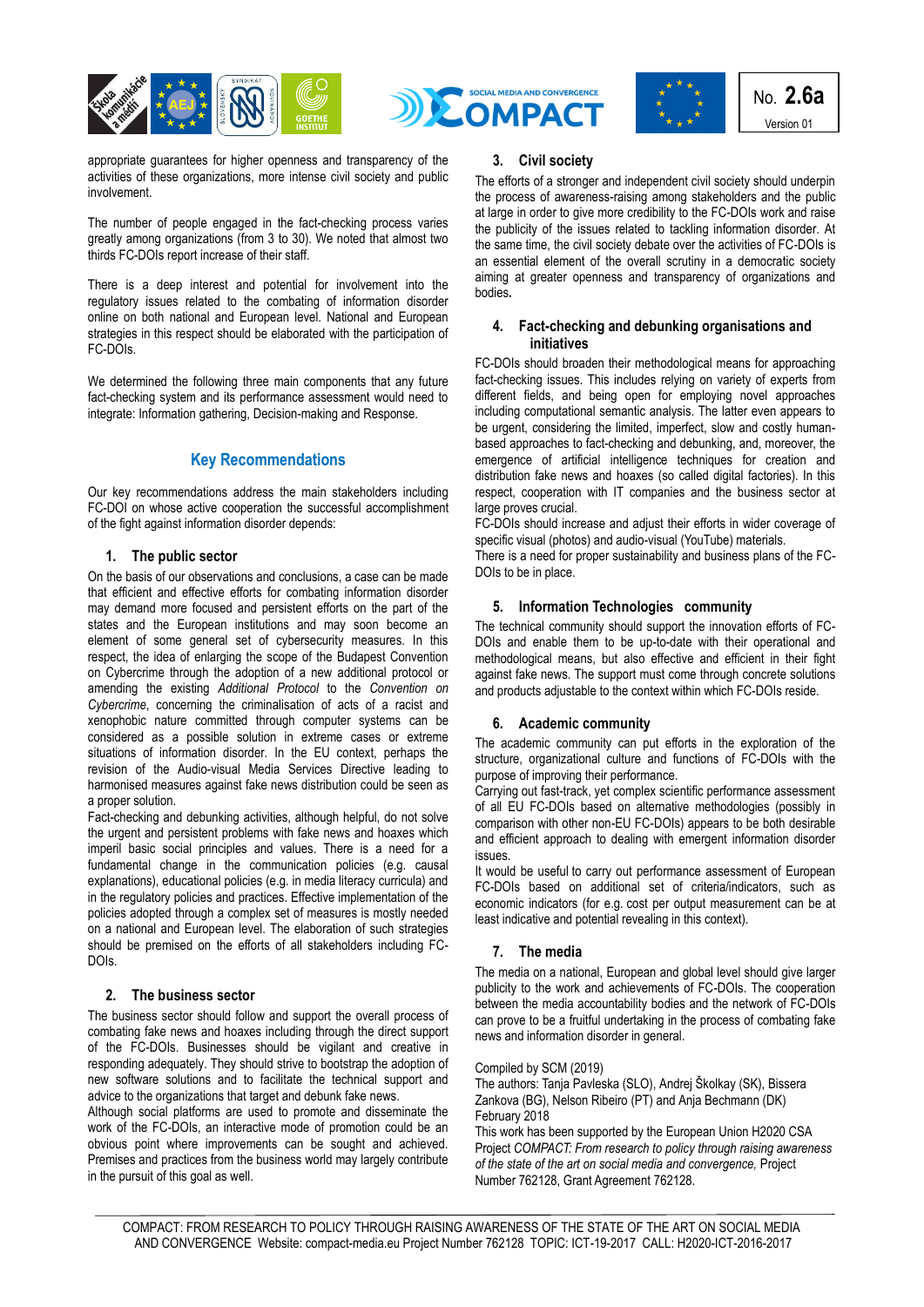appropriate guarantees for higher openness and transparency of the activities of these organizations, more intense civil society and public involvement.

The number of people engaged in the fact-checking process varies greatly among organizations (from 3 to 30). We noted that almost two thirds FC-DOIs report increase of their staff.

There is a deep interest and potential for involvement into the regulatory issues related to the combating of information disorder online on both national and European level. National and European strategies in this respect should be elaborated with the participation of FC-DOIs.

We determined the following three main components that any future fact-checking system and its performance assessment would need to integrate: Information gathering, Decision-making and Response.

## Key Recommendations

Our key recommendations address the main stakeholders including FC-DOI on whose active cooperation the successful accomplishment of the fight against information disorder depends:

### 1. The public sector

On the basis of our observations and conclusions, a case can be made that efficient and effective efforts for combating information disorder may demand more focused and persistent efforts on the part of the states and the European institutions and may soon become an element of some general set of cybersecurity measures. In this respect, the idea of enlarging the scope of the Budapest Convention on Cybercrime through the adoption of a new additional protocol or amending the existing *Additional Protocol* to the *Convention on Cybercrime*, concerning the criminalisation of acts of a racist and xenophobic nature committed through computer systems can be considered as a possible solution in extreme cases or extreme situations of information disorder. In the EU context, perhaps the revision of the Audio-visual Media Services Directive leading to harmonised measures against fake news distribution could be seen as a proper solution.

Fact-checking and debunking activities, although helpful, do not solve the urgent and persistent problems with fake news and hoaxes which imperil basic social principles and values. There is a need for a fundamental change in the communication policies (e.g. causal explanations), educational policies (e.g. in media literacy curricula) and in the regulatory policies and practices. Effective implementation of the policies adopted through a complex set of measures is mostly needed on a national and European level. The elaboration of such strategies should be premised on the efforts of all stakeholders including FC-DOIs.

### 2. The business sector

The business sector should follow and support the overall process of combating fake news and hoaxes including through the direct support of the FC-DOIs. Businesses should be vigilant and creative in responding adequately. They should strive to bootstrap the adoption of new software solutions and to facilitate the technical support and advice to the organizations that target and debunk fake news.

Although social platforms are used to promote and disseminate the work of the FC-DOIs, an interactive mode of promotion could be an obvious point where improvements can be sought and achieved. Premises and practices from the business world may largely contribute in the pursuit of this goal as well.

### 3. Civil society

The efforts of a stronger and independent civil society should underpin the process of awareness-raising among stakeholders and the public at large in order to give more credibility to the FC-DOIs work and raise the publicity of the issues related to tackling information disorder. At the same time, the civil society debate over the activities of FC-DOIs is an essential element of the overall scrutiny in a democratic society aiming at greater openness and transparency of organizations and bodies**.**

### 4. Fact-checking and debunking organisations and initiatives

FC-DOIs should broaden their methodological means for approaching fact-checking issues. This includes relying on variety of experts from different fields, and being open for employing novel approaches including computational semantic analysis. The latter even appears to be urgent, considering the limited, imperfect, slow and costly human-based approaches to fact-checking and debunking, and, moreover, the emergence of artificial intelligence techniques for creation and distribution fake news and hoaxes (so called digital factories). In this respect, cooperation with IT companies and the business sector at large proves crucial.

FC-DOIs should increase and adjust their efforts in wider coverage of specific visual (photos) and audio-visual (YouTube) materials.

There is a need for proper sustainability and business plans of the FC-DOIs to be in place.

### 5. Information Technologies community

The technical community should support the innovation efforts of FC-DOIs and enable them to be up-to-date with their operational and methodological means, but also effective and efficient in their fight against fake news. The support must come through concrete solutions and products adjustable to the context within which FC-DOIs reside.

### 6. Academic community

The academic community can put efforts in the exploration of the structure, organizational culture and functions of FC-DOIs with the purpose of improving their performance.

Carrying out fast-track, yet complex scientific performance assessment of all EU FC-DOIs based on alternative methodologies (possibly in comparison with other non-EU FC-DOIs) appears to be both desirable and efficient approach to dealing with emergent information disorder issues.

It would be useful to carry out performance assessment of European FC-DOIs based on additional set of criteria/indicators, such as economic indicators (for e.g. cost per output measurement can be at least indicative and potential revealing in this context).

### 7. The media

The media on a national, European and global level should give larger publicity to the work and achievements of FC-DOIs. The cooperation between the media accountability bodies and the network of FC-DOIs can prove to be a fruitful undertaking in the process of combating fake news and information disorder in general.

Compiled by SCM (2019)
The authors: Tanja Pavleska (SLO), Andrej Školkay (SK), Bissera Zankova (BG), Nelson Ribeiro (PT) and Anja Bechmann (DK)
February 2018
This work has been supported by the European Union H2020 CSA Project *COMPACT: From research to policy through raising awareness of the state of the art on social media and convergence,* Project Number 762128, Grant Agreement 762128.